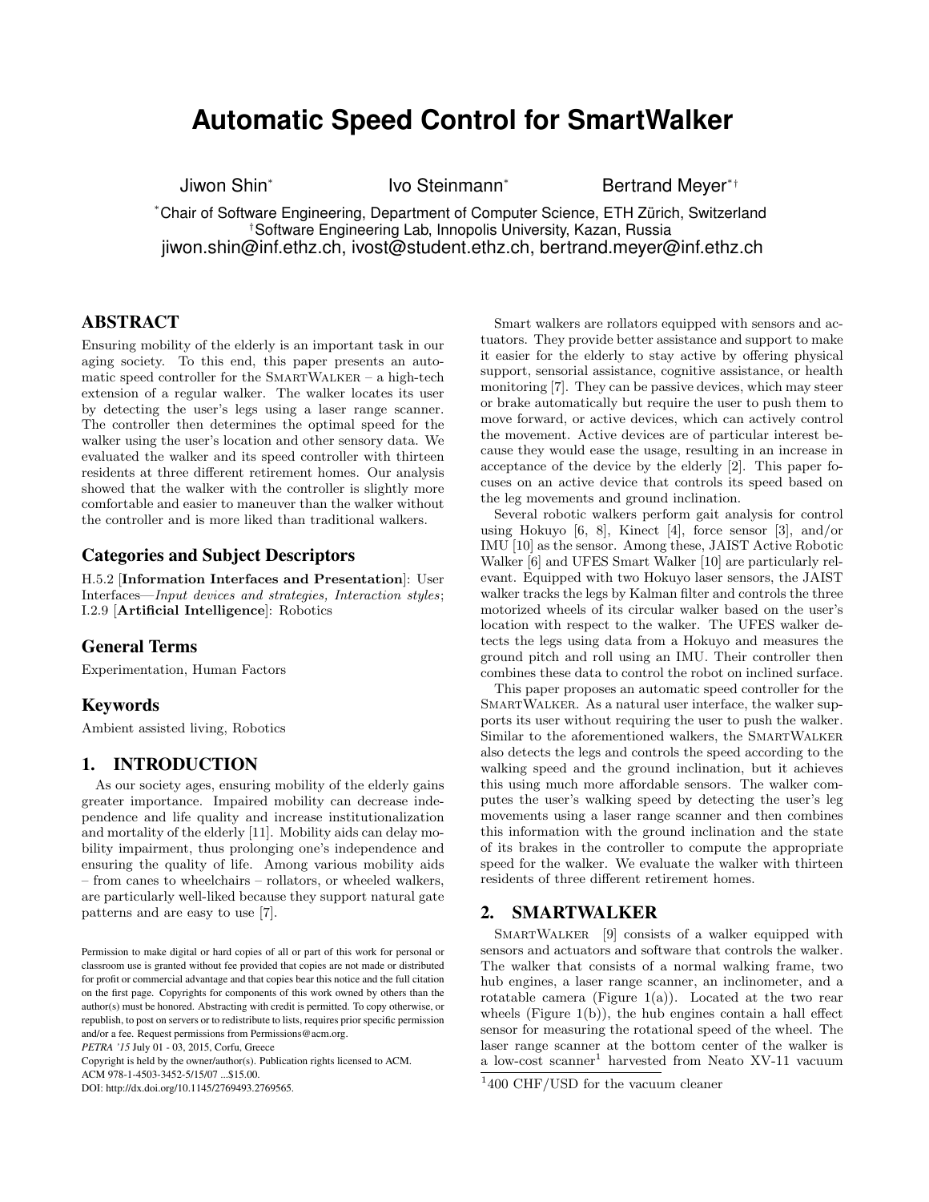# Automatic Speed Control for SmartWalker

Jiwon Shin[*] Ivo Steinmann[*] Bertrand Meyer[*†]

[*]Chair of Software Engineering, Department of Computer Science, ETH Zürich, Switzerland
[†]Software Engineering Lab, Innopolis University, Kazan, Russia
jiwon.shin@inf.ethz.ch, ivost@student.ethz.ch, bertrand.meyer@inf.ethz.ch

## ABSTRACT

Ensuring mobility of the elderly is an important task in our aging society. To this end, this paper presents an automatic speed controller for the SmartWalker – a high-tech extension of a regular walker. The walker locates its user by detecting the user's legs using a laser range scanner. The controller then determines the optimal speed for the walker using the user's location and other sensory data. We evaluated the walker and its speed controller with thirteen residents at three different retirement homes. Our analysis showed that the walker with the controller is slightly more comfortable and easier to maneuver than the walker without the controller and is more liked than traditional walkers.

### Categories and Subject Descriptors

H.5.2 [**Information Interfaces and Presentation**]: User Interfaces—*Input devices and strategies, Interaction styles*; I.2.9 [**Artificial Intelligence**]: Robotics

### General Terms

Experimentation, Human Factors

### Keywords

Ambient assisted living, Robotics

## 1. INTRODUCTION

As our society ages, ensuring mobility of the elderly gains greater importance. Impaired mobility can decrease independence and life quality and increase institutionalization and mortality of the elderly [11]. Mobility aids can delay mobility impairment, thus prolonging one's independence and ensuring the quality of life. Among various mobility aids – from canes to wheelchairs – rollators, or wheeled walkers, are particularly well-liked because they support natural gate patterns and are easy to use [7].

Smart walkers are rollators equipped with sensors and actuators. They provide better assistance and support to make it easier for the elderly to stay active by offering physical support, sensorial assistance, cognitive assistance, or health monitoring [7]. They can be passive devices, which may steer or brake automatically but require the user to push them to move forward, or active devices, which can actively control the movement. Active devices are of particular interest because they would ease the usage, resulting in an increase in acceptance of the device by the elderly [2]. This paper focuses on an active device that controls its speed based on the leg movements and ground inclination.

Several robotic walkers perform gait analysis for control using Hokuyo [6, 8], Kinect [4], force sensor [3], and/or IMU [10] as the sensor. Among these, JAIST Active Robotic Walker [6] and UFES Smart Walker [10] are particularly relevant. Equipped with two Hokuyo laser sensors, the JAIST walker tracks the legs by Kalman filter and controls the three motorized wheels of its circular walker based on the user's location with respect to the walker. The UFES walker detects the legs using data from a Hokuyo and measures the ground pitch and roll using an IMU. Their controller then combines these data to control the robot on inclined surface.

This paper proposes an automatic speed controller for the SmartWalker. As a natural user interface, the walker supports its user without requiring the user to push the walker. Similar to the aforementioned walkers, the SmartWalker also detects the legs and controls the speed according to the walking speed and the ground inclination, but it achieves this using much more affordable sensors. The walker computes the user's walking speed by detecting the user's leg movements using a laser range scanner and then combines this information with the ground inclination and the state of its brakes in the controller to compute the appropriate speed for the walker. We evaluate the walker with thirteen residents of three different retirement homes.

## 2. SMARTWALKER

SmartWalker [9] consists of a walker equipped with sensors and actuators and software that controls the walker. The walker that consists of a normal walking frame, two hub engines, a laser range scanner, an inclinometer, and a rotatable camera (Figure 1(a)). Located at the two rear wheels (Figure 1(b)), the hub engines contain a hall effect sensor for measuring the rotational speed of the wheel. The laser range scanner at the bottom center of the walker is a low-cost scanner[1] harvested from Neato XV-11 vacuum

[1]400 CHF/USD for the vacuum cleaner

Permission to make digital or hard copies of all or part of this work for personal or classroom use is granted without fee provided that copies are not made or distributed for profit or commercial advantage and that copies bear this notice and the full citation on the first page. Copyrights for components of this work owned by others than the author(s) must be honored. Abstracting with credit is permitted. To copy otherwise, or republish, to post on servers or to redistribute to lists, requires prior specific permission and/or a fee. Request permissions from Permissions@acm.org.
*PETRA '15* July 01 - 03, 2015, Corfu, Greece
Copyright is held by the owner/author(s). Publication rights licensed to ACM.
ACM 978-1-4503-3452-5/15/07 ...$15.00.
DOI: http://dx.doi.org/10.1145/2769493.2769565.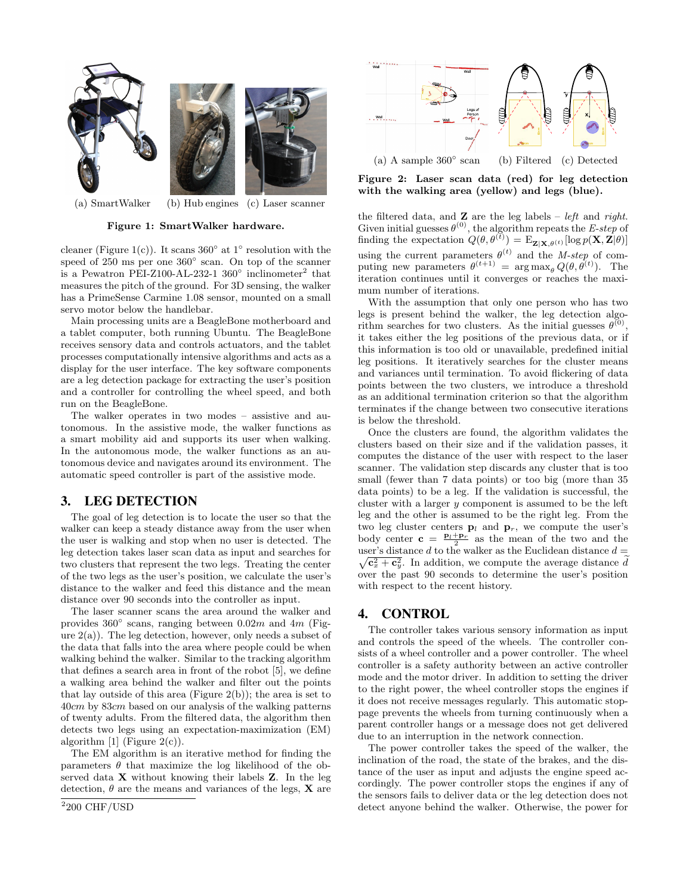(a) SmartWalker (b) Hub engines (c) Laser scanner

**Figure 1: SmartWalker hardware.**

cleaner (Figure 1(c)). It scans 360° at 1° resolution with the speed of 250 ms per one 360° scan. On top of the scanner is a Pewatron PEI-Z100-AL-232-1 360° inclinometer[2] that measures the pitch of the ground. For 3D sensing, the walker has a PrimeSense Carmine 1.08 sensor, mounted on a small servo motor below the handlebar.

Main processing units are a BeagleBone motherboard and a tablet computer, both running Ubuntu. The BeagleBone receives sensory data and controls actuators, and the tablet processes computationally intensive algorithms and acts as a display for the user interface. The key software components are a leg detection package for extracting the user's position and a controller for controlling the wheel speed, and both run on the BeagleBone.

The walker operates in two modes – assistive and autonomous. In the assistive mode, the walker functions as a smart mobility aid and supports its user when walking. In the autonomous mode, the walker functions as an autonomous device and navigates around its environment. The automatic speed controller is part of the assistive mode.

## 3. LEG DETECTION

The goal of leg detection is to locate the user so that the walker can keep a steady distance away from the user when the user is walking and stop when no user is detected. The leg detection takes laser scan data as input and searches for two clusters that represent the two legs. Treating the center of the two legs as the user's position, we calculate the user's distance to the walker and feed this distance and the mean distance over 90 seconds into the controller as input.

The laser scanner scans the area around the walker and provides 360° scans, ranging between $0.02m$ and $4m$ (Figure 2(a)). The leg detection, however, only needs a subset of the data that falls into the area where people could be when walking behind the walker. Similar to the tracking algorithm that defines a search area in front of the robot [5], we define a walking area behind the walker and filter out the points that lay outside of this area (Figure 2(b)); the area is set to $40cm$ by $83cm$ based on our analysis of the walking patterns of twenty adults. From the filtered data, the algorithm then detects two legs using an expectation-maximization (EM) algorithm [1] (Figure 2(c)).

The EM algorithm is an iterative method for finding the parameters $\theta$ that maximize the log likelihood of the observed data $\mathbf{X}$ without knowing their labels $\mathbf{Z}$. In the leg detection, $\theta$ are the means and variances of the legs, $\mathbf{X}$ are the filtered data, and $\mathbf{Z}$ are the leg labels – *left* and *right*. Given initial guesses $\theta^{(0)}$, the algorithm repeats the *E-step* of finding the expectation $Q(\theta, \theta^{(t)}) = \mathrm{E}_{\mathbf{Z}|\mathbf{X},\theta^{(t)}}[\log p(\mathbf{X}, \mathbf{Z}|\theta)]$ using the current parameters $\theta^{(t)}$ and the *M-step* of computing new parameters $\theta^{(t+1)} = \arg\max_{\theta} Q(\theta, \theta^{(t)})$. The iteration continues until it converges or reaches the maximum number of iterations.

[2] 200 CHF/USD

(a) A sample 360° scan (b) Filtered (c) Detected

**Figure 2: Laser scan data (red) for leg detection with the walking area (yellow) and legs (blue).**

With the assumption that only one person who has two legs is present behind the walker, the leg detection algorithm searches for two clusters. As the initial guesses $\theta^{(0)}$, it takes either the leg positions of the previous data, or if this information is too old or unavailable, predefined initial leg positions. It iteratively searches for the cluster means and variances until termination. To avoid flickering of data points between the two clusters, we introduce a threshold as an additional termination criterion so that the algorithm terminates if the change between two consecutive iterations is below the threshold.

Once the clusters are found, the algorithm validates the clusters based on their size and if the validation passes, it computes the distance of the user with respect to the laser scanner. The validation step discards any cluster that is too small (fewer than 7 data points) or too big (more than 35 data points) to be a leg. If the validation is successful, the cluster with a larger $y$ component is assumed to be the left leg and the other is assumed to be the right leg. From the two leg cluster centers $\mathbf{p}_l$ and $\mathbf{p}_r$, we compute the user's body center $\mathbf{c} = \frac{\mathbf{p}_l + \mathbf{p}_r}{2}$ as the mean of the two and the user's distance $d$ to the walker as the Euclidean distance $d = \sqrt{\mathbf{c}_x^2 + \mathbf{c}_y^2}$. In addition, we compute the average distance $\widetilde{d}$ over the past 90 seconds to determine the user's position with respect to the recent history.

## 4. CONTROL

The controller takes various sensory information as input and controls the speed of the wheels. The controller consists of a wheel controller and a power controller. The wheel controller is a safety authority between an active controller mode and the motor driver. In addition to setting the driver to the right power, the wheel controller stops the engines if it does not receive messages regularly. This automatic stoppage prevents the wheels from turning continuously when a parent controller hangs or a message does not get delivered due to an interruption in the network connection.

The power controller takes the speed of the walker, the inclination of the road, the state of the brakes, and the distance of the user as input and adjusts the engine speed accordingly. The power controller stops the engines if any of the sensors fails to deliver data or the leg detection does not detect anyone behind the walker. Otherwise, the power for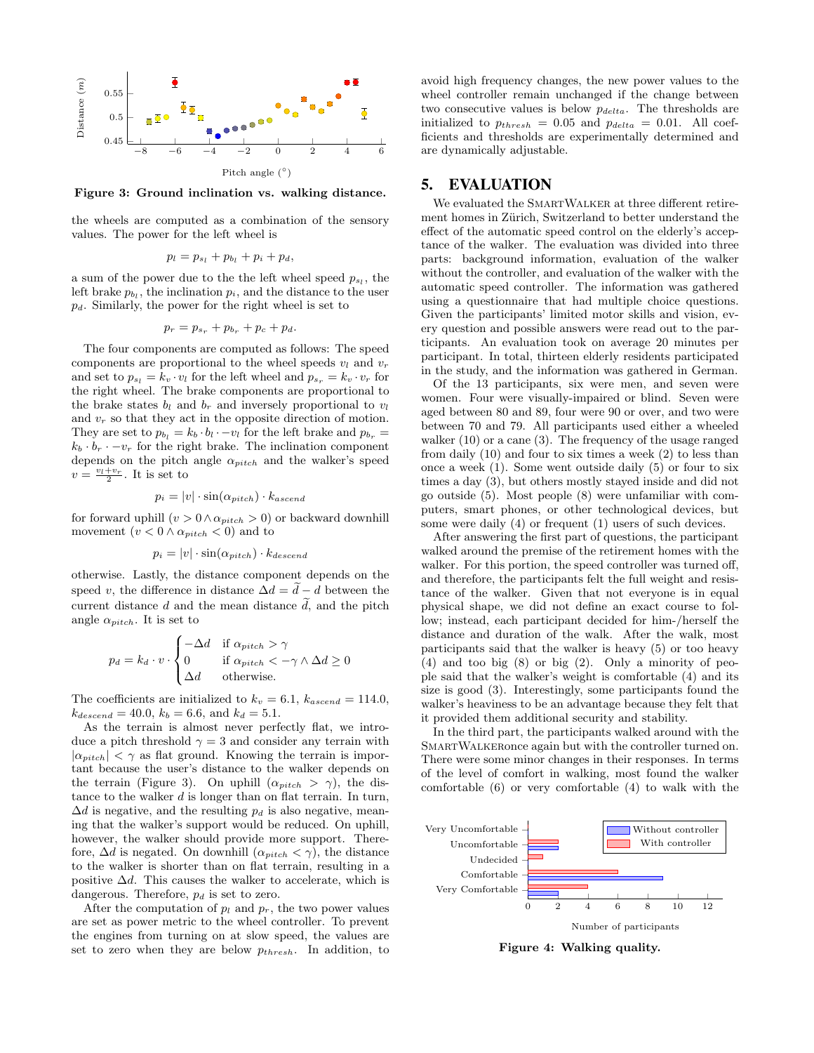Figure 3: Ground inclination vs. walking distance.

the wheels are computed as a combination of the sensory values. The power for the left wheel is

$$p_l = p_{s_l} + p_{b_l} + p_i + p_d,$$

a sum of the power due to the the left wheel speed $p_{s_l}$, the left brake $p_{b_l}$, the inclination $p_i$, and the distance to the user $p_d$. Similarly, the power for the right wheel is set to

$$p_r = p_{s_r} + p_{b_r} + p_c + p_d.$$

The four components are computed as follows: The speed components are proportional to the wheel speeds $v_l$ and $v_r$ and set to $p_{s_l} = k_v \cdot v_l$ for the left wheel and $p_{s_r} = k_v \cdot v_r$ for the right wheel. The brake components are proportional to the brake states $b_l$ and $b_r$ and inversely proportional to $v_l$ and $v_r$ so that they act in the opposite direction of motion. They are set to $p_{b_l} = k_b \cdot b_l \cdot -v_l$ for the left brake and $p_{b_r} = k_b \cdot b_r \cdot -v_r$ for the right brake. The inclination component depends on the pitch angle $\alpha_{pitch}$ and the walker's speed $v = \frac{v_l + v_r}{2}$. It is set to

$$p_i = |v| \cdot \sin(\alpha_{pitch}) \cdot k_{ascend}$$

for forward uphill ($v > 0 \wedge \alpha_{pitch} > 0$) or backward downhill movement ($v < 0 \wedge \alpha_{pitch} < 0$) and to

$$p_i = |v| \cdot \sin(\alpha_{pitch}) \cdot k_{descend}$$

otherwise. Lastly, the distance component depends on the speed $v$, the difference in distance $\Delta d = \widetilde{d} - d$ between the current distance $d$ and the mean distance $\widetilde{d}$, and the pitch angle $\alpha_{pitch}$. It is set to

$$p_d = k_d \cdot v \cdot \begin{cases} -\Delta d & \text{if } \alpha_{pitch} > \gamma \\ 0 & \text{if } \alpha_{pitch} < -\gamma \wedge \Delta d \geq 0 \\ \Delta d & \text{otherwise.} \end{cases}$$

The coefficients are initialized to $k_v = 6.1$, $k_{ascend} = 114.0$, $k_{descend} = 40.0$, $k_b = 6.6$, and $k_d = 5.1$.

As the terrain is almost never perfectly flat, we introduce a pitch threshold $\gamma = 3$ and consider any terrain with $|\alpha_{pitch}| < \gamma$ as flat ground. Knowing the terrain is important because the user's distance to the walker depends on the terrain (Figure 3). On uphill ($\alpha_{pitch} > \gamma$), the distance to the walker $d$ is longer than on flat terrain. In turn, $\Delta d$ is negative, and the resulting $p_d$ is also negative, meaning that the walker's support would be reduced. On uphill, however, the walker should provide more support. Therefore, $\Delta d$ is negated. On downhill ($\alpha_{pitch} < \gamma$), the distance to the walker is shorter than on flat terrain, resulting in a positive $\Delta d$. This causes the walker to accelerate, which is dangerous. Therefore, $p_d$ is set to zero.

After the computation of $p_l$ and $p_r$, the two power values are set as power metric to the wheel controller. To prevent the engines from turning on at slow speed, the values are set to zero when they are below $p_{thresh}$. In addition, to avoid high frequency changes, the new power values to the wheel controller remain unchanged if the change between two consecutive values is below $p_{delta}$. The thresholds are initialized to $p_{thresh} = 0.05$ and $p_{delta} = 0.01$. All coefficients and thresholds are experimentally determined and are dynamically adjustable.

## 5. EVALUATION

We evaluated the SmartWalker at three different retirement homes in Zürich, Switzerland to better understand the effect of the automatic speed control on the elderly's acceptance of the walker. The evaluation was divided into three parts: background information, evaluation of the walker without the controller, and evaluation of the walker with the automatic speed controller. The information was gathered using a questionnaire that had multiple choice questions. Given the participants' limited motor skills and vision, every question and possible answers were read out to the participants. An evaluation took on average 20 minutes per participant. In total, thirteen elderly residents participated in the study, and the information was gathered in German.

Of the 13 participants, six were men, and seven were women. Four were visually-impaired or blind. Seven were aged between 80 and 89, four were 90 or over, and two were between 70 and 79. All participants used either a wheeled walker (10) or a cane (3). The frequency of the usage ranged from daily (10) and four to six times a week (2) to less than once a week (1). Some went outside daily (5) or four to six times a day (3), but others mostly stayed inside and did not go outside (5). Most people (8) were unfamiliar with computers, smart phones, or other technological devices, but some were daily (4) or frequent (1) users of such devices.

After answering the first part of questions, the participant walked around the premise of the retirement homes with the walker. For this portion, the speed controller was turned off, and therefore, the participants felt the full weight and resistance of the walker. Given that not everyone is in equal physical shape, we did not define an exact course to follow; instead, each participant decided for him-/herself the distance and duration of the walk. After the walk, most participants said that the walker is heavy (5) or too heavy (4) and too big (8) or big (2). Only a minority of people said that the walker's weight is comfortable (4) and its size is good (3). Interestingly, some participants found the walker's heaviness to be an advantage because they felt that it provided them additional security and stability.

In the third part, the participants walked around with the SmartWalkeronce again but with the controller turned on. There were some minor changes in their responses. In terms of the level of comfort in walking, most found the walker comfortable (6) or very comfortable (4) to walk with the

Figure 4: Walking quality.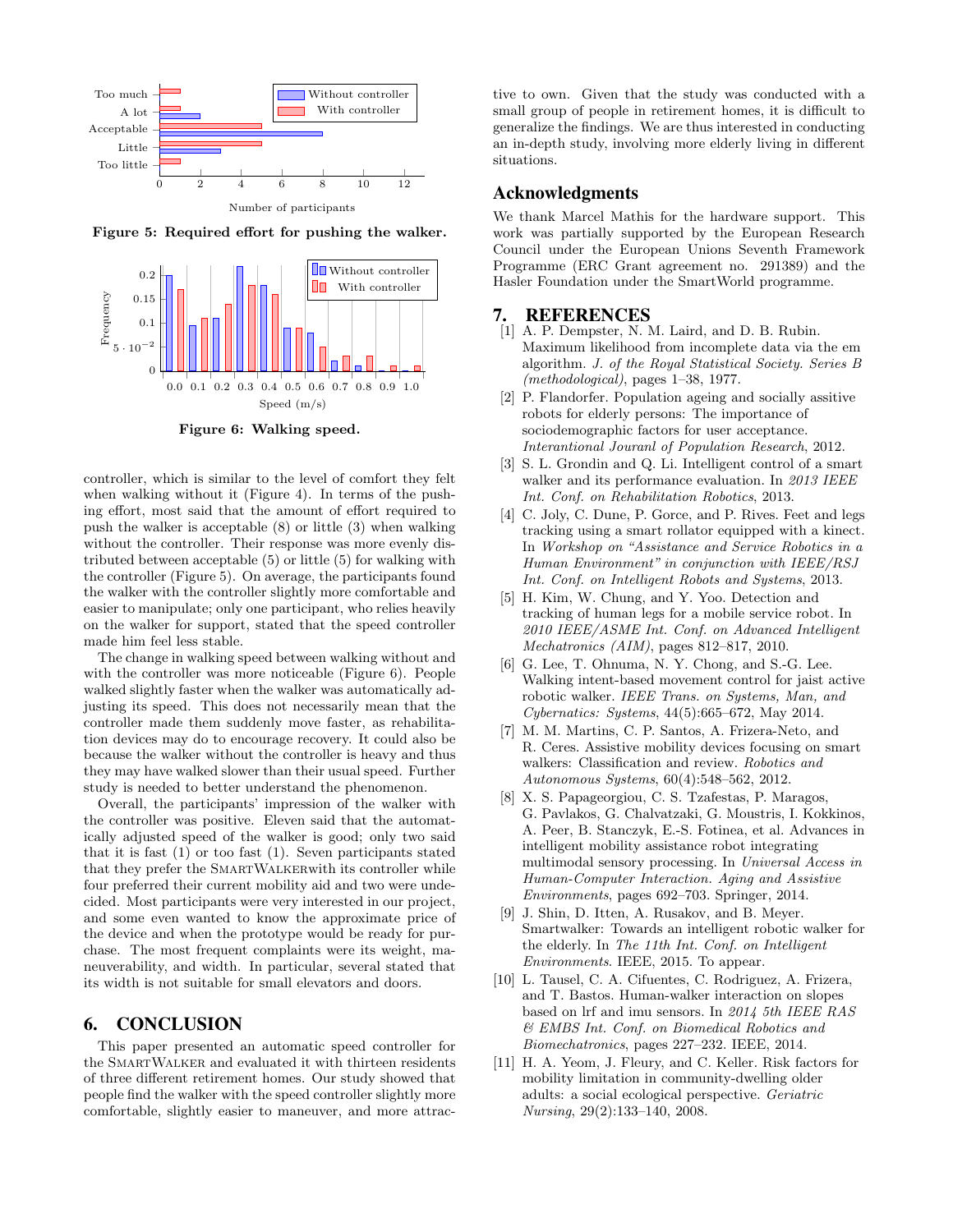Too much
A lot
Acceptable
Little
Too little

0 2 4 6 8 10 12

Number of participants

Without controller
With controller

**Figure 5: Required effort for pushing the walker.**

0.2
0.15
0.1
$5 \cdot 10^{-2}$
0

Frequency

0.0 0.1 0.2 0.3 0.4 0.5 0.6 0.7 0.8 0.9 1.0

Speed (m/s)

Without controller
With controller

**Figure 6: Walking speed.**

controller, which is similar to the level of comfort they felt when walking without it (Figure 4). In terms of the pushing effort, most said that the amount of effort required to push the walker is acceptable (8) or little (3) when walking without the controller. Their response was more evenly distributed between acceptable (5) or little (5) for walking with the controller (Figure 5). On average, the participants found the walker with the controller slightly more comfortable and easier to manipulate; only one participant, who relies heavily on the walker for support, stated that the speed controller made him feel less stable.

The change in walking speed between walking without and with the controller was more noticeable (Figure 6). People walked slightly faster when the walker was automatically adjusting its speed. This does not necessarily mean that the controller made them suddenly move faster, as rehabilitation devices may do to encourage recovery. It could also be because the walker without the controller is heavy and thus they may have walked slower than their usual speed. Further study is needed to better understand the phenomenon.

Overall, the participants' impression of the walker with the controller was positive. Eleven said that the automatically adjusted speed of the walker is good; only two said that it is fast (1) or too fast (1). Seven participants stated that they prefer the SmartWalkerwith its controller while four preferred their current mobility aid and two were undecided. Most participants were very interested in our project, and some even wanted to know the approximate price of the device and when the prototype would be ready for purchase. The most frequent complaints were its weight, maneuverability, and width. In particular, several stated that its width is not suitable for small elevators and doors.

## 6. CONCLUSION

This paper presented an automatic speed controller for the SmartWalker and evaluated it with thirteen residents of three different retirement homes. Our study showed that people find the walker with the speed controller slightly more comfortable, slightly easier to maneuver, and more attractive to own. Given that the study was conducted with a small group of people in retirement homes, it is difficult to generalize the findings. We are thus interested in conducting an in-depth study, involving more elderly living in different situations.

## Acknowledgments

We thank Marcel Mathis for the hardware support. This work was partially supported by the European Research Council under the European Unions Seventh Framework Programme (ERC Grant agreement no. 291389) and the Hasler Foundation under the SmartWorld programme.

## 7. REFERENCES

[1] A. P. Dempster, N. M. Laird, and D. B. Rubin. Maximum likelihood from incomplete data via the em algorithm. *J. of the Royal Statistical Society. Series B (methodological)*, pages 1–38, 1977.

[2] P. Flandorfer. Population ageing and socially assitive robots for elderly persons: The importance of sociodemographic factors for user acceptance. *Interantional Jouranl of Population Research*, 2012.

[3] S. L. Grondin and Q. Li. Intelligent control of a smart walker and its performance evaluation. In *2013 IEEE Int. Conf. on Rehabilitation Robotics*, 2013.

[4] C. Joly, C. Dune, P. Gorce, and P. Rives. Feet and legs tracking using a smart rollator equipped with a kinect. In *Workshop on "Assistance and Service Robotics in a Human Environment" in conjunction with IEEE/RSJ Int. Conf. on Intelligent Robots and Systems*, 2013.

[5] H. Kim, W. Chung, and Y. Yoo. Detection and tracking of human legs for a mobile service robot. In *2010 IEEE/ASME Int. Conf. on Advanced Intelligent Mechatronics (AIM)*, pages 812–817, 2010.

[6] G. Lee, T. Ohnuma, N. Y. Chong, and S.-G. Lee. Walking intent-based movement control for jaist active robotic walker. *IEEE Trans. on Systems, Man, and Cybernatics: Systems*, 44(5):665–672, May 2014.

[7] M. M. Martins, C. P. Santos, A. Frizera-Neto, and R. Ceres. Assistive mobility devices focusing on smart walkers: Classification and review. *Robotics and Autonomous Systems*, 60(4):548–562, 2012.

[8] X. S. Papageorgiou, C. S. Tzafestas, P. Maragos, G. Pavlakos, G. Chalvatzaki, G. Moustris, I. Kokkinos, A. Peer, B. Stanczyk, E.-S. Fotinea, et al. Advances in intelligent mobility assistance robot integrating multimodal sensory processing. In *Universal Access in Human-Computer Interaction. Aging and Assistive Environments*, pages 692–703. Springer, 2014.

[9] J. Shin, D. Itten, A. Rusakov, and B. Meyer. Smartwalker: Towards an intelligent robotic walker for the elderly. In *The 11th Int. Conf. on Intelligent Environments*. IEEE, 2015. To appear.

[10] L. Tausel, C. A. Cifuentes, C. Rodriguez, A. Frizera, and T. Bastos. Human-walker interaction on slopes based on lrf and imu sensors. In *2014 5th IEEE RAS & EMBS Int. Conf. on Biomedical Robotics and Biomechatronics*, pages 227–232. IEEE, 2014.

[11] H. A. Yeom, J. Fleury, and C. Keller. Risk factors for mobility limitation in community-dwelling older adults: a social ecological perspective. *Geriatric Nursing*, 29(2):133–140, 2008.